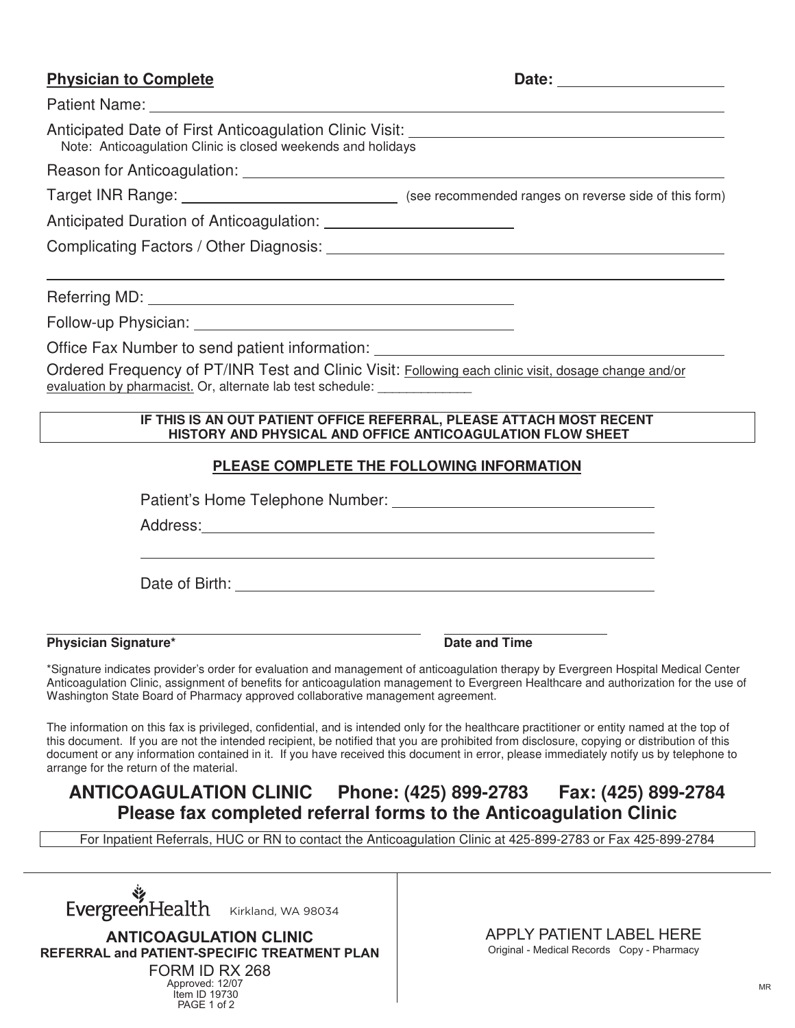**Physician to Complete** **Date:** ____________________

Patient Name: ____________________________________________________________

Anticipated Date of First Anticoagulation Clinic Visit: ______________________________
Note: Anticoagulation Clinic is closed weekends and holidays

Reason for Anticoagulation: ______________________________________________________

Target INR Range: __________________________ (see recommended ranges on reverse side of this form)

Anticipated Duration of Anticoagulation: ______________________

Complicating Factors / Other Diagnosis: ________________________________________________

______________________________________________________________________________

Referring MD: _____________________________________________

Follow-up Physician: _______________________________________

Office Fax Number to send patient information: _____________________________________

Ordered Frequency of PT/INR Test and Clinic Visit: Following each clinic visit, dosage change and/or evaluation by pharmacist. Or, alternate lab test schedule: _____________

**IF THIS IS AN OUT PATIENT OFFICE REFERRAL, PLEASE ATTACH MOST RECENT HISTORY AND PHYSICAL AND OFFICE ANTICOAGULATION FLOW SHEET**

**PLEASE COMPLETE THE FOLLOWING INFORMATION**

Patient's Home Telephone Number: ______________________________

Address: ______________________________________________________

______________________________________________________________

Date of Birth: _________________________________________________

_______________________________________________ ________________________

**Physician Signature*** **Date and Time**

*Signature indicates provider's order for evaluation and management of anticoagulation therapy by Evergreen Hospital Medical Center Anticoagulation Clinic, assignment of benefits for anticoagulation management to Evergreen Healthcare and authorization for the use of Washington State Board of Pharmacy approved collaborative management agreement.

The information on this fax is privileged, confidential, and is intended only for the healthcare practitioner or entity named at the top of this document. If you are not the intended recipient, be notified that you are prohibited from disclosure, copying or distribution of this document or any information contained in it. If you have received this document in error, please immediately notify us by telephone to arrange for the return of the material.

## ANTICOAGULATION CLINIC Phone: (425) 899-2783 Fax: (425) 899-2784

## Please fax completed referral forms to the Anticoagulation Clinic

For Inpatient Referrals, HUC or RN to contact the Anticoagulation Clinic at 425-899-2783 or Fax 425-899-2784

EvergreenHealth Kirkland, WA 98034

**ANTICOAGULATION CLINIC**
**REFERRAL and PATIENT-SPECIFIC TREATMENT PLAN**
FORM ID RX 268
Approved: 12/07
Item ID 19730

APPLY PATIENT LABEL HERE
Original - Medical Records Copy - Pharmacy

MR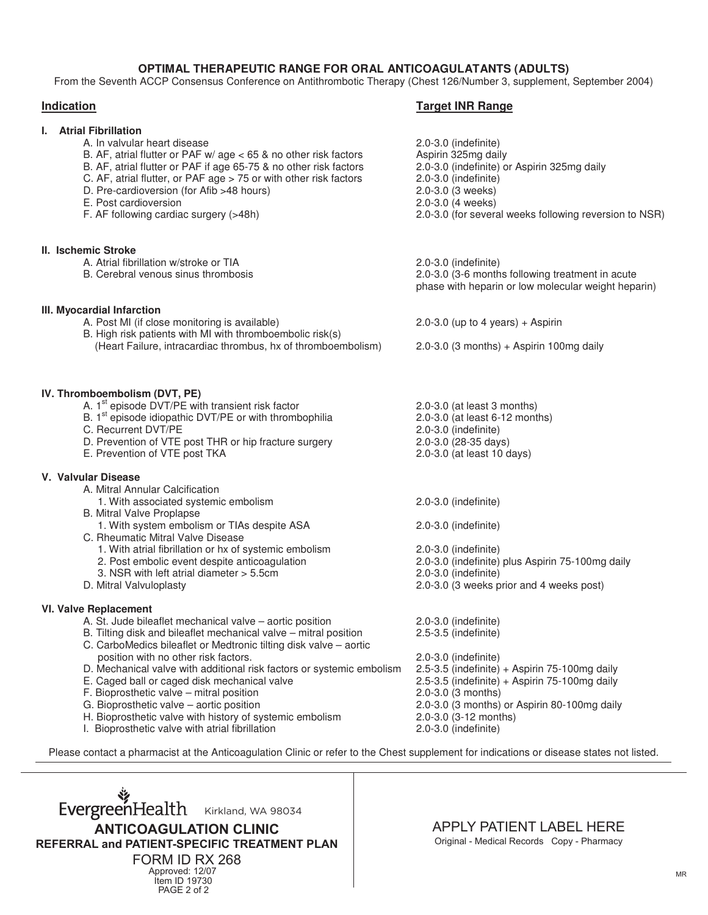# OPTIMAL THERAPEUTIC RANGE FOR ORAL ANTICOAGULATANTS (ADULTS)

From the Seventh ACCP Consensus Conference on Antithrombotic Therapy (Chest 126/Number 3, supplement, September 2004)

| Indication | Target INR Range |
|---|---|
| **I. Atrial Fibrillation** | |
| A. In valvular heart disease | 2.0-3.0 (indefinite) |
| B. AF, atrial flutter or PAF w/ age < 65 & no other risk factors | Aspirin 325mg daily |
| B. AF, atrial flutter or PAF if age 65-75 & no other risk factors | 2.0-3.0 (indefinite) or Aspirin 325mg daily |
| C. AF, atrial flutter, or PAF age > 75 or with other risk factors | 2.0-3.0 (indefinite) |
| D. Pre-cardioversion (for Afib >48 hours) | 2.0-3.0 (3 weeks) |
| E. Post cardioversion | 2.0-3.0 (4 weeks) |
| F. AF following cardiac surgery (>48h) | 2.0-3.0 (for several weeks following reversion to NSR) |
| **II. Ischemic Stroke** | |
| A. Atrial fibrillation w/stroke or TIA | 2.0-3.0 (indefinite) |
| B. Cerebral venous sinus thrombosis | 2.0-3.0 (3-6 months following treatment in acute phase with heparin or low molecular weight heparin) |
| **III. Myocardial Infarction** | |
| A. Post MI (if close monitoring is available) | 2.0-3.0 (up to 4 years) + Aspirin |
| B. High risk patients with MI with thromboembolic risk(s) (Heart Failure, intracardiac thrombus, hx of thromboembolism) | 2.0-3.0 (3 months) + Aspirin 100mg daily |
| **IV. Thromboembolism (DVT, PE)** | |
| A. 1st episode DVT/PE with transient risk factor | 2.0-3.0 (at least 3 months) |
| B. 1st episode idiopathic DVT/PE or with thrombophilia | 2.0-3.0 (at least 6-12 months) |
| C. Recurrent DVT/PE | 2.0-3.0 (indefinite) |
| D. Prevention of VTE post THR or hip fracture surgery | 2.0-3.0 (28-35 days) |
| E. Prevention of VTE post TKA | 2.0-3.0 (at least 10 days) |
| **V. Valvular Disease** | |
| A. Mitral Annular Calcification | |
| 1. With associated systemic embolism | 2.0-3.0 (indefinite) |
| B. Mitral Valve Proplapse | |
| 1. With system embolism or TIAs despite ASA | 2.0-3.0 (indefinite) |
| C. Rheumatic Mitral Valve Disease | |
| 1. With atrial fibrillation or hx of systemic embolism | 2.0-3.0 (indefinite) |
| 2. Post embolic event despite anticoagulation | 2.0-3.0 (indefinite) plus Aspirin 75-100mg daily |
| 3. NSR with left atrial diameter > 5.5cm | 2.0-3.0 (indefinite) |
| D. Mitral Valvuloplasty | 2.0-3.0 (3 weeks prior and 4 weeks post) |
| **VI. Valve Replacement** | |
| A. St. Jude bileaflet mechanical valve – aortic position | 2.0-3.0 (indefinite) |
| B. Tilting disk and bileaflet mechanical valve – mitral position | 2.5-3.5 (indefinite) |
| C. CarboMedics bileaflet or Medtronic tilting disk valve – aortic position with no other risk factors. | 2.0-3.0 (indefinite) |
| D. Mechanical valve with additional risk factors or systemic embolism | 2.5-3.5 (indefinite) + Aspirin 75-100mg daily |
| E. Caged ball or caged disk mechanical valve | 2.5-3.5 (indefinite) + Aspirin 75-100mg daily |
| F. Bioprosthetic valve – mitral position | 2.0-3.0 (3 months) |
| G. Bioprosthetic valve – aortic position | 2.0-3.0 (3 months) or Aspirin 80-100mg daily |
| H. Bioprosthetic valve with history of systemic embolism | 2.0-3.0 (3-12 months) |
| I. Bioprosthetic valve with atrial fibrillation | 2.0-3.0 (indefinite) |

Please contact a pharmacist at the Anticoagulation Clinic or refer to the Chest supplement for indications or disease states not listed.

EvergreenHealth Kirkland, WA 98034

**ANTICOAGULATION CLINIC**

**REFERRAL and PATIENT-SPECIFIC TREATMENT PLAN**

FORM ID RX 268

Approved: 12/07

Item ID 19730

APPLY PATIENT LABEL HERE

Original - Medical Records Copy - Pharmacy

MR